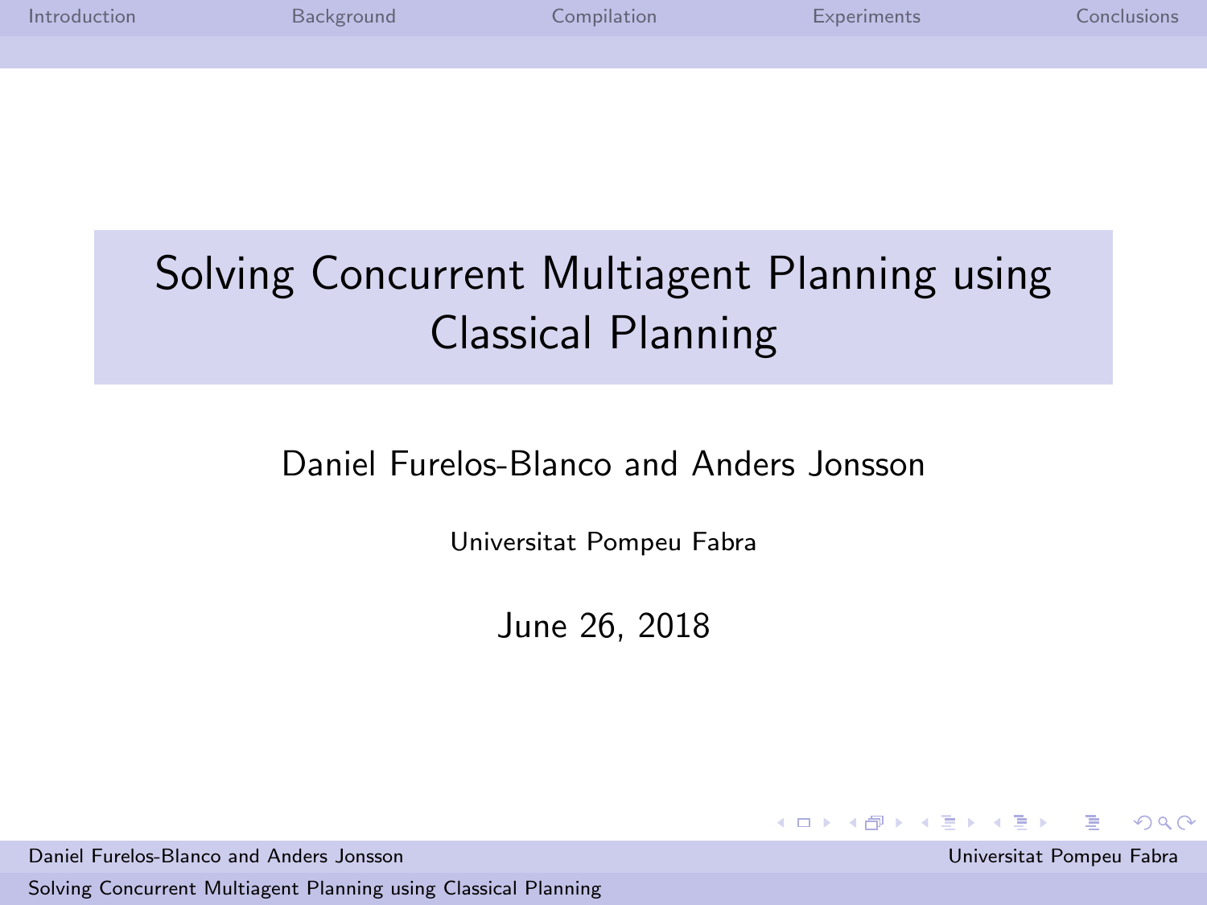# Solving Concurrent Multiagent Planning using Classical Planning

Daniel Furelos-Blanco and Anders Jonsson

Universitat Pompeu Fabra

June 26, 2018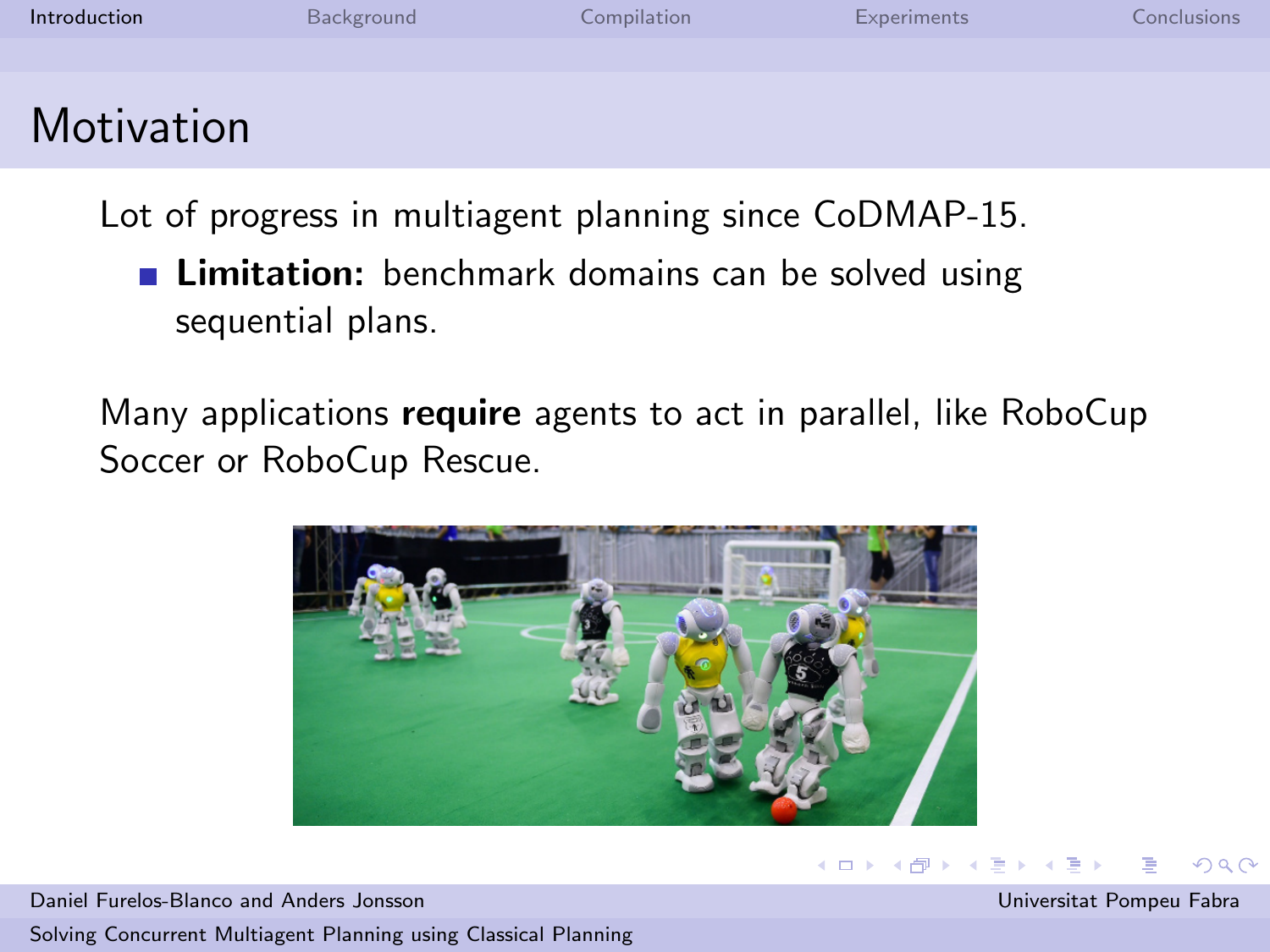# Motivation

Lot of progress in multiagent planning since CoDMAP-15.

- **Limitation:** benchmark domains can be solved using sequential plans.

Many applications **require** agents to act in parallel, like RoboCup Soccer or RoboCup Rescue.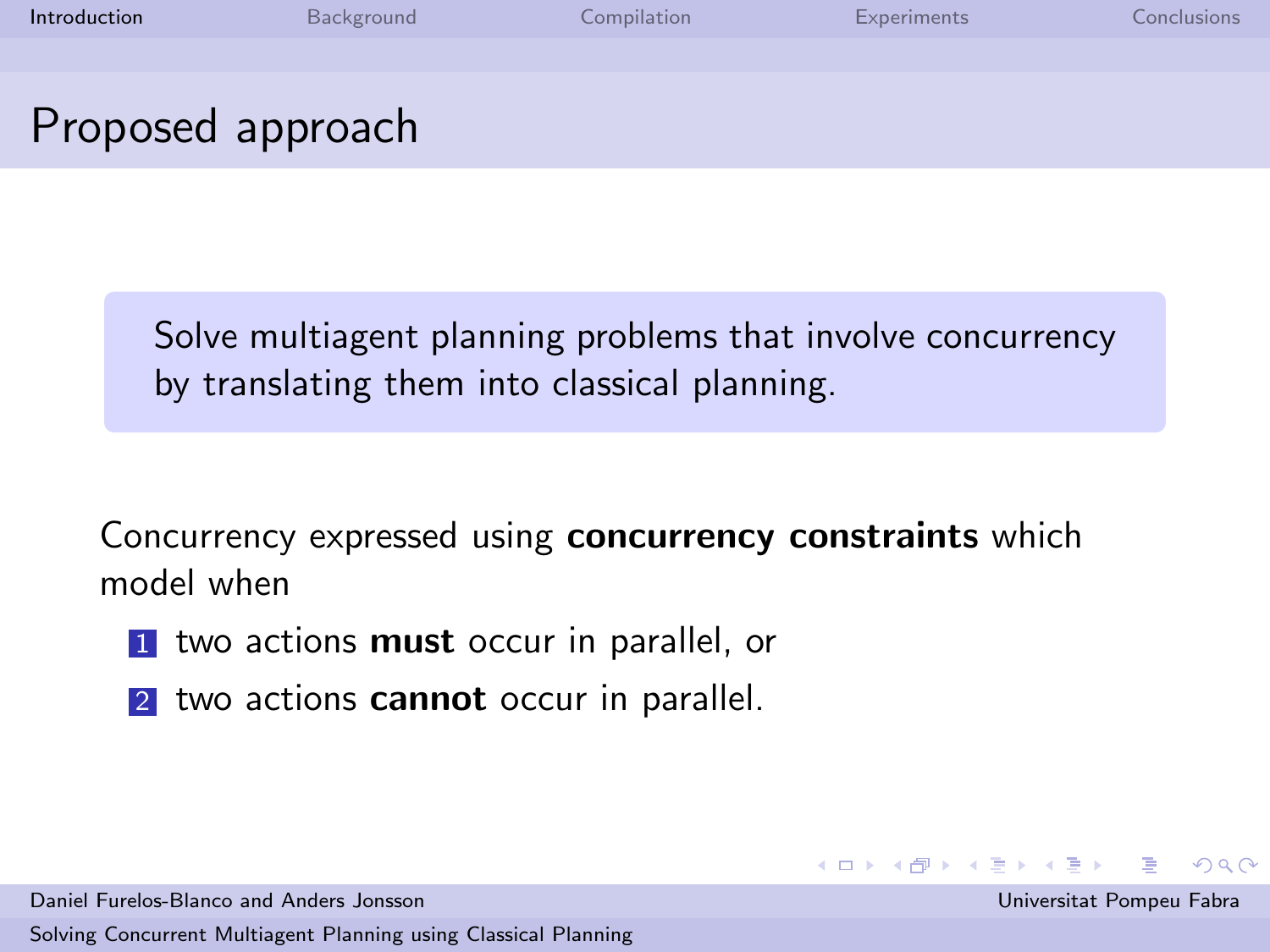# Proposed approach

> Solve multiagent planning problems that involve concurrency by translating them into classical planning.

Concurrency expressed using **concurrency constraints** which model when

1. two actions **must** occur in parallel, or
2. two actions **cannot** occur in parallel.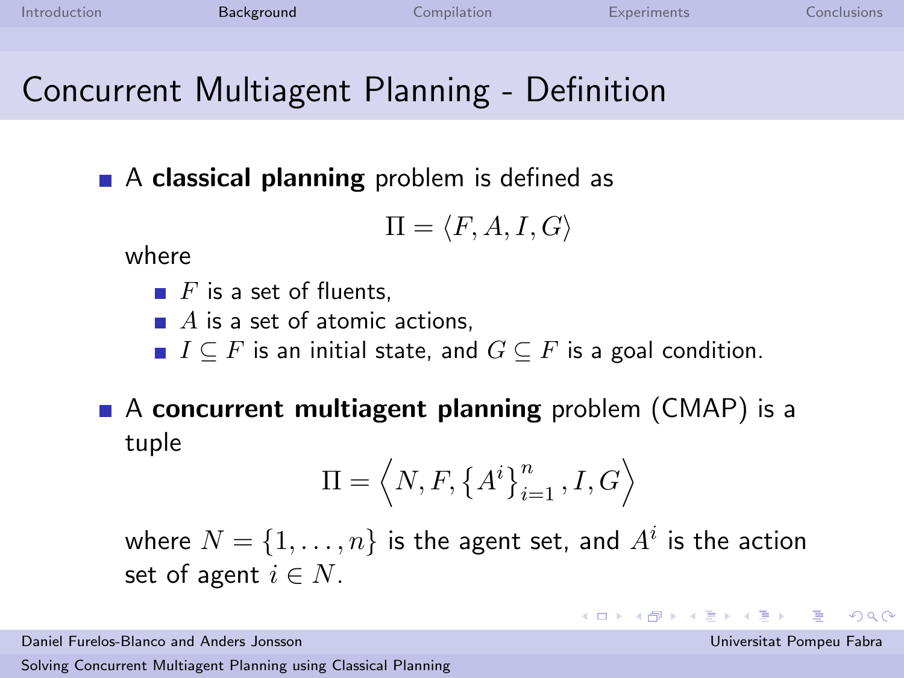# Concurrent Multiagent Planning - Definition

- A **classical planning** problem is defined as

$$\Pi = \langle F, A, I, G \rangle$$

where

  - $F$ is a set of fluents,
  - $A$ is a set of atomic actions,
  - $I \subseteq F$ is an initial state, and $G \subseteq F$ is a goal condition.

- A **concurrent multiagent planning** problem (CMAP) is a tuple

$$\Pi = \left\langle N, F, \left\{ A^i \right\}_{i=1}^{n}, I, G \right\rangle$$

where $N = \{1, \ldots, n\}$ is the agent set, and $A^i$ is the action set of agent $i \in N$.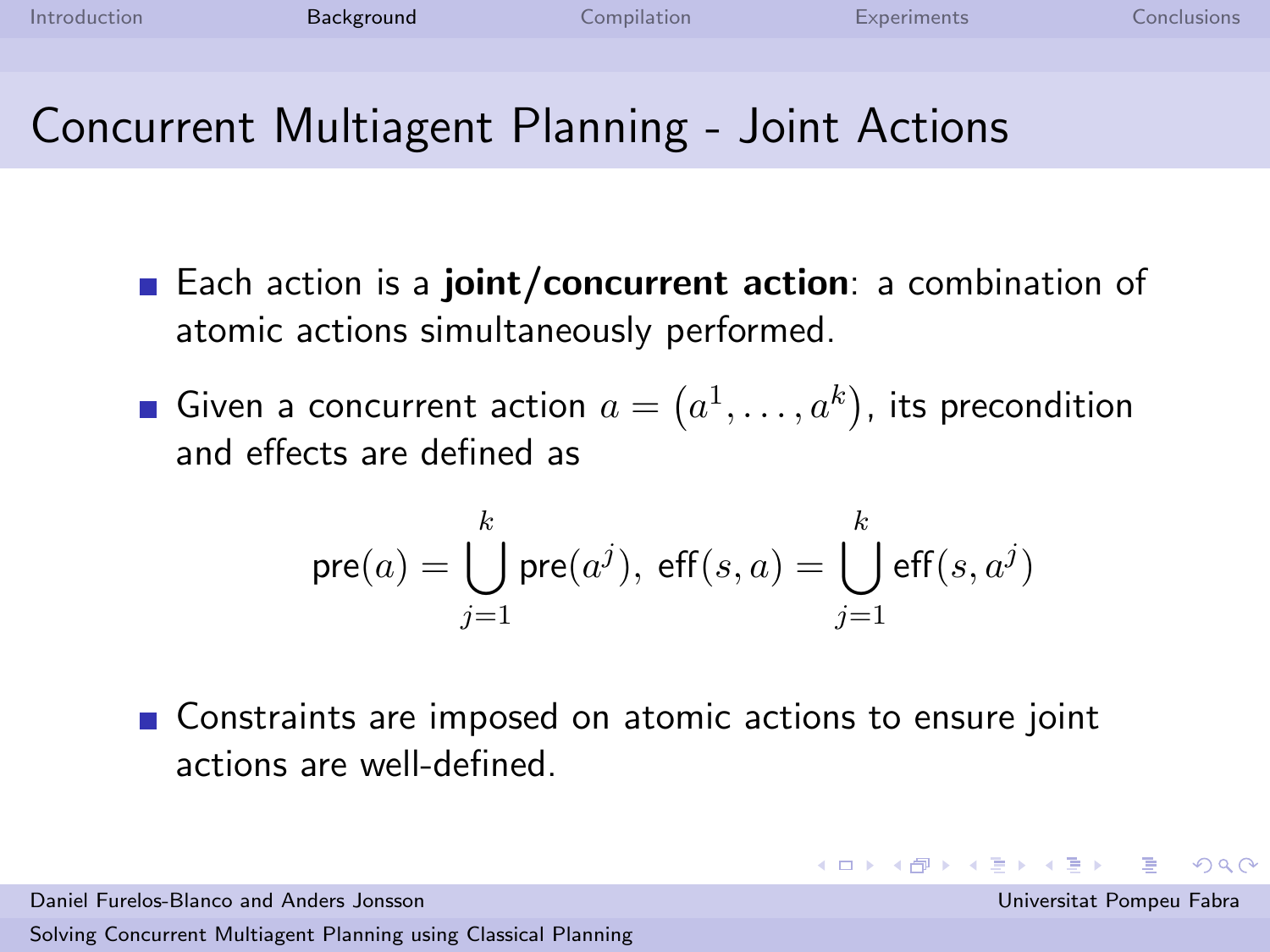# Concurrent Multiagent Planning - Joint Actions

- Each action is a **joint/concurrent action**: a combination of atomic actions simultaneously performed.
- Given a concurrent action $a = (a^1, \ldots, a^k)$, its precondition and effects are defined as

$$\mathsf{pre}(a) = \bigcup_{j=1}^{k} \mathsf{pre}(a^j),\ \mathsf{eff}(s, a) = \bigcup_{j=1}^{k} \mathsf{eff}(s, a^j)$$

- Constraints are imposed on atomic actions to ensure joint actions are well-defined.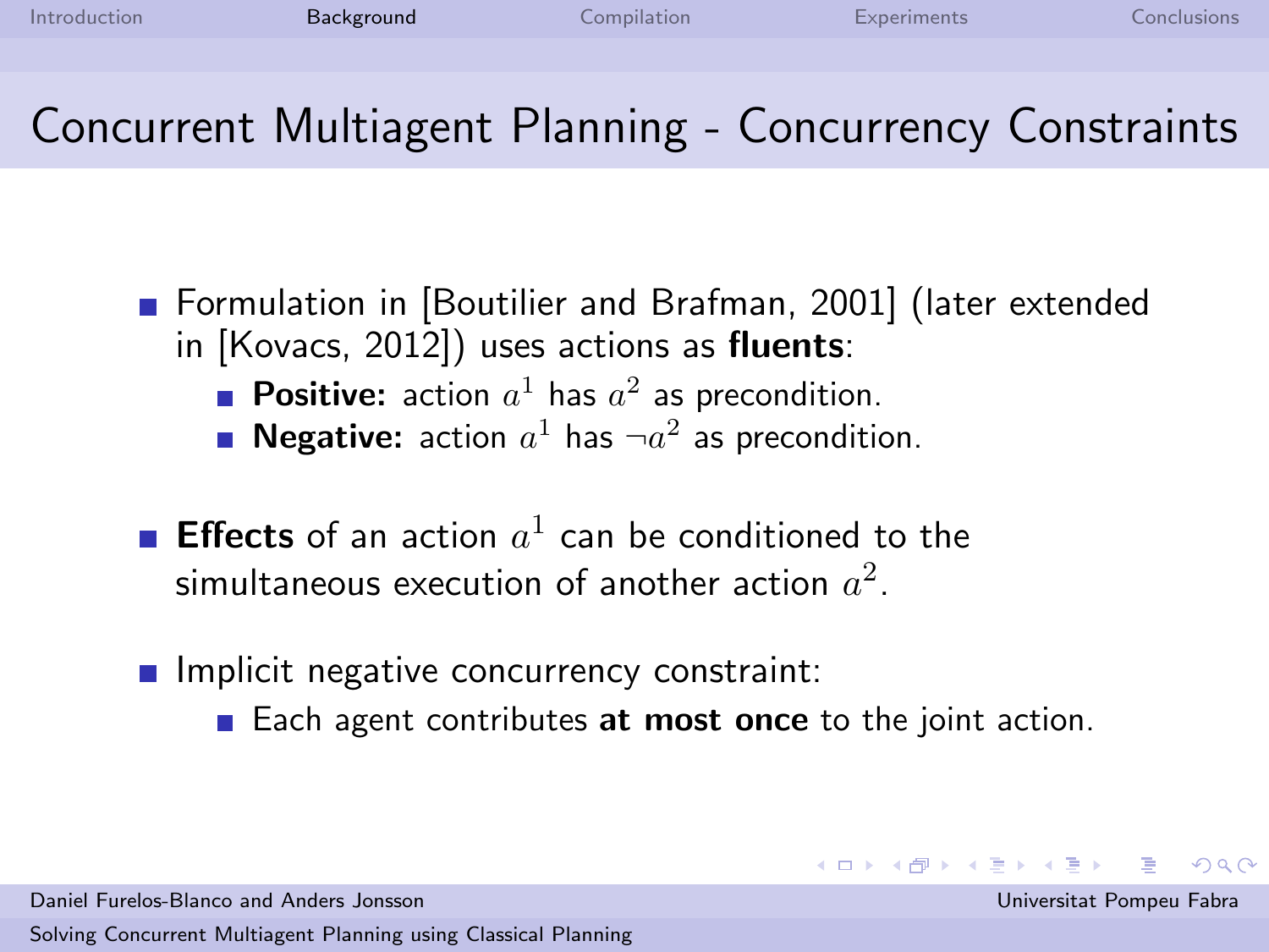# Concurrent Multiagent Planning - Concurrency Constraints

- Formulation in [Boutilier and Brafman, 2001] (later extended in [Kovacs, 2012]) uses actions as **fluents**:
  - **Positive:** action $a^1$ has $a^2$ as precondition.
  - **Negative:** action $a^1$ has $\neg a^2$ as precondition.
- **Effects** of an action $a^1$ can be conditioned to the simultaneous execution of another action $a^2$.
- Implicit negative concurrency constraint:
  - Each agent contributes **at most once** to the joint action.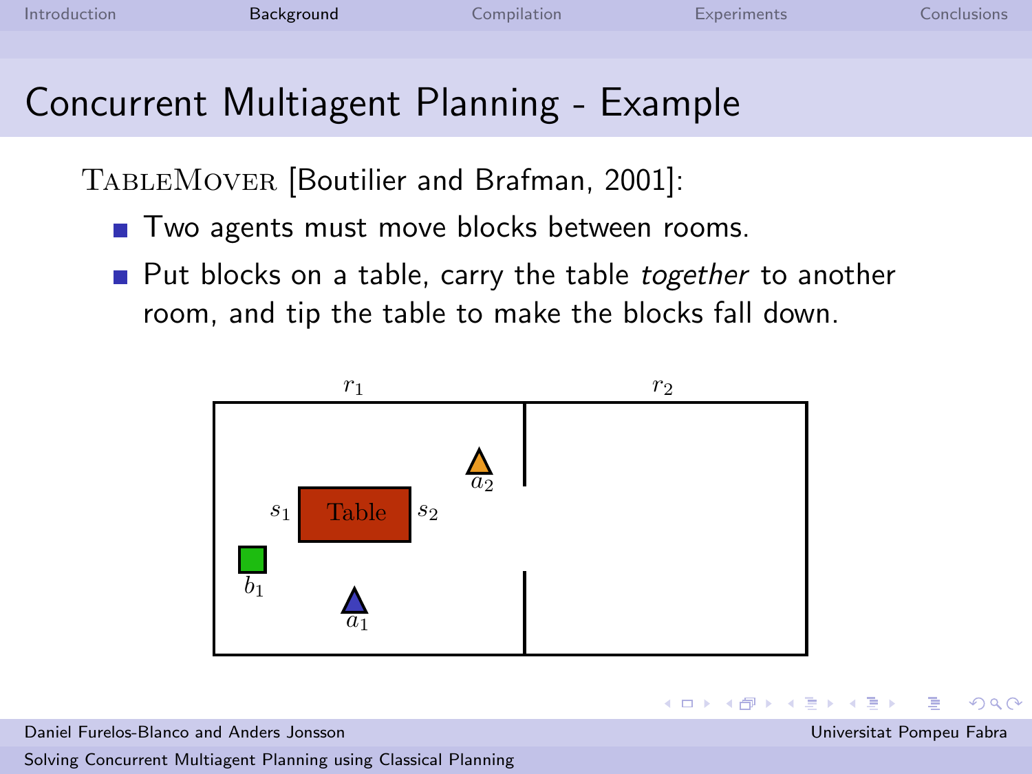# Concurrent Multiagent Planning - Example

TableMover [Boutilier and Brafman, 2001]:

- Two agents must move blocks between rooms.
- Put blocks on a table, carry the table *together* to another room, and tip the table to make the blocks fall down.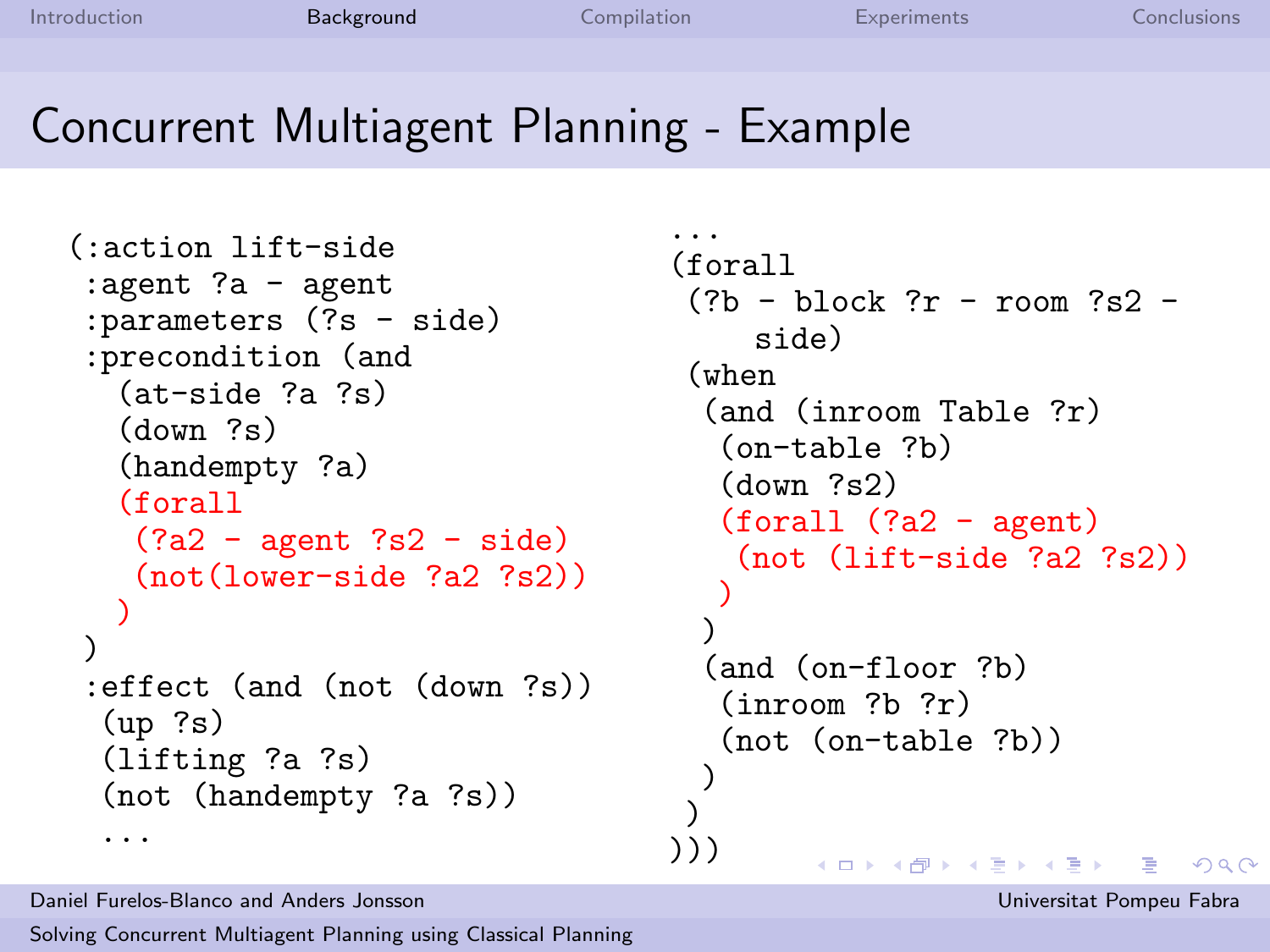# Concurrent Multiagent Planning - Example

```
(:action lift-side
 :agent ?a - agent
 :parameters (?s - side)
 :precondition (and
   (at-side ?a ?s)
   (down ?s)
   (handempty ?a)
   (forall
    (?a2 - agent ?s2 - side)
    (not(lower-side ?a2 ?s2))
   )
 )
 :effect (and (not (down ?s))
  (up ?s)
  (lifting ?a ?s)
  (not (handempty ?a ?s))
  ...
```

```
...
(forall
 (?b - block ?r - room ?s2 -
     side)
 (when
  (and (inroom Table ?r)
   (on-table ?b)
   (down ?s2)
   (forall (?a2 - agent)
    (not (lift-side ?a2 ?s2))
   )
  )
  (and (on-floor ?b)
   (inroom ?b ?r)
   (not (on-table ?b))
  )
 )
)))
```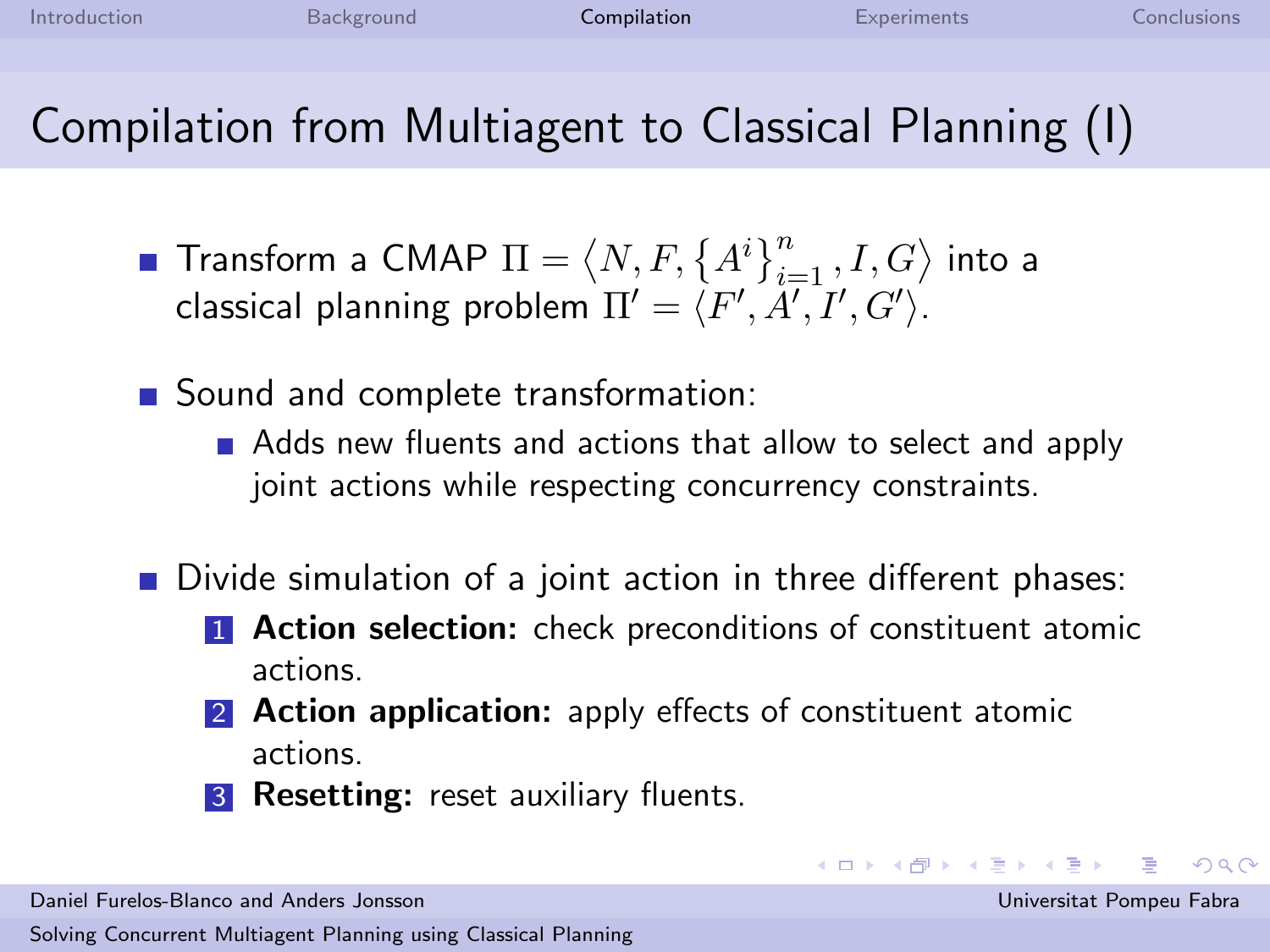# Compilation from Multiagent to Classical Planning (I)

- Transform a CMAP $\Pi = \langle N, F, \{A^i\}_{i=1}^n, I, G \rangle$ into a classical planning problem $\Pi' = \langle F', A', I', G' \rangle$.

- Sound and complete transformation:
  - Adds new fluents and actions that allow to select and apply joint actions while respecting concurrency constraints.

- Divide simulation of a joint action in three different phases:
  1. **Action selection:** check preconditions of constituent atomic actions.
  2. **Action application:** apply effects of constituent atomic actions.
  3. **Resetting:** reset auxiliary fluents.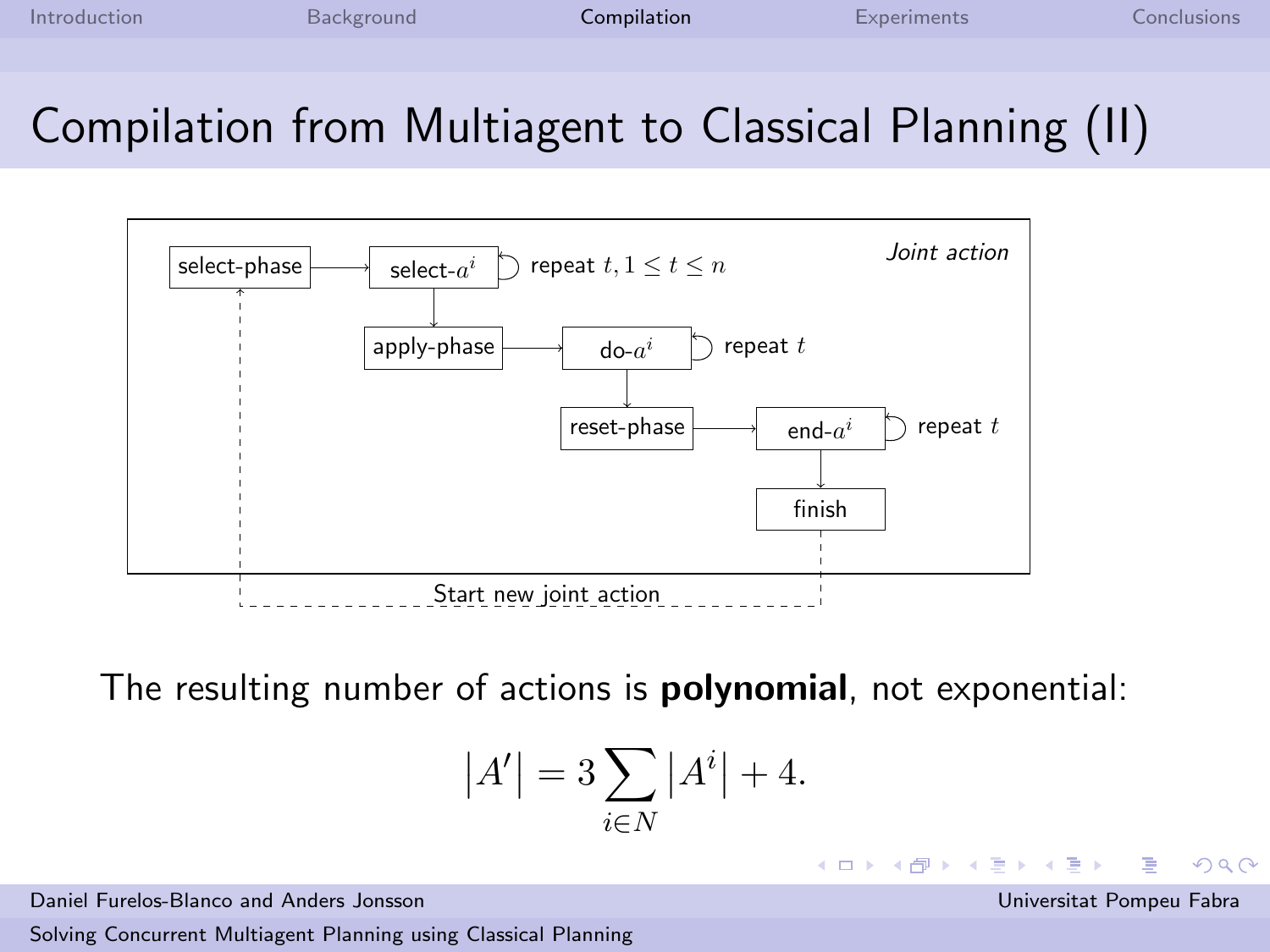# Compilation from Multiagent to Classical Planning (II)

*Joint action*

select-phase → select-$a^i$ (repeat $t, 1 \leq t \leq n$)

apply-phase → do-$a^i$ (repeat $t$)

reset-phase → end-$a^i$ (repeat $t$)

finish

Start new joint action

The resulting number of actions is **polynomial**, not exponential:

$$|A'| = 3 \sum_{i \in N} |A^i| + 4.$$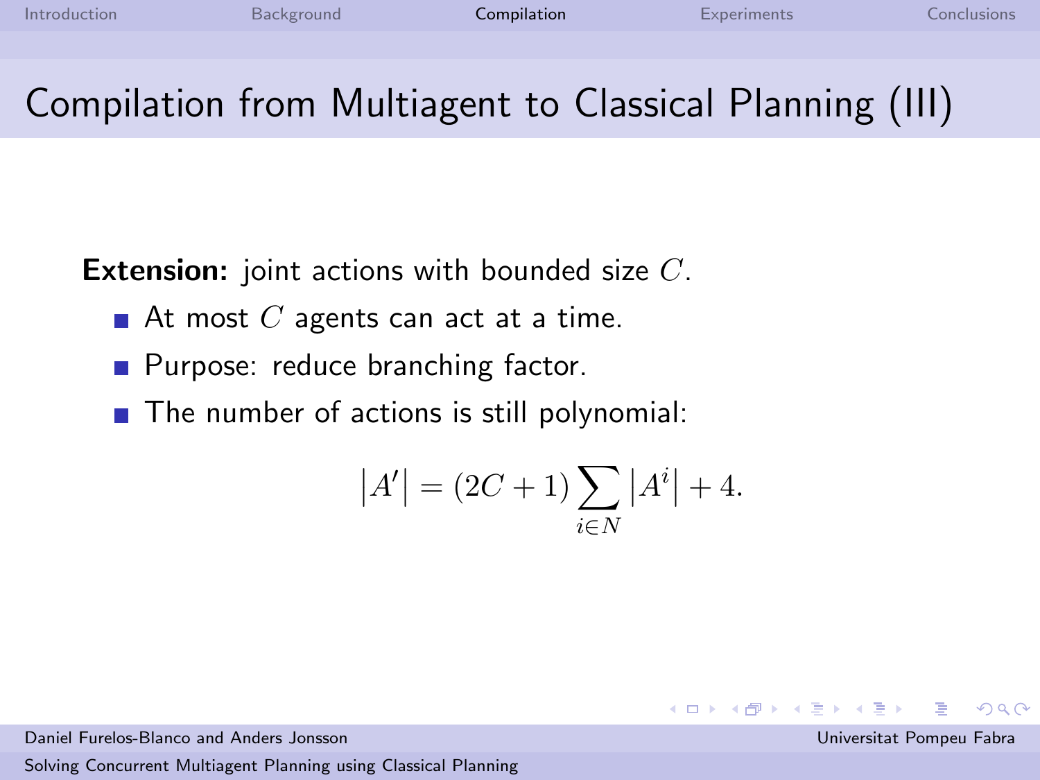# Compilation from Multiagent to Classical Planning (III)

**Extension:** joint actions with bounded size $C$.

- At most $C$ agents can act at a time.
- Purpose: reduce branching factor.
- The number of actions is still polynomial:

$$|A'| = (2C + 1) \sum_{i \in N} |A^i| + 4.$$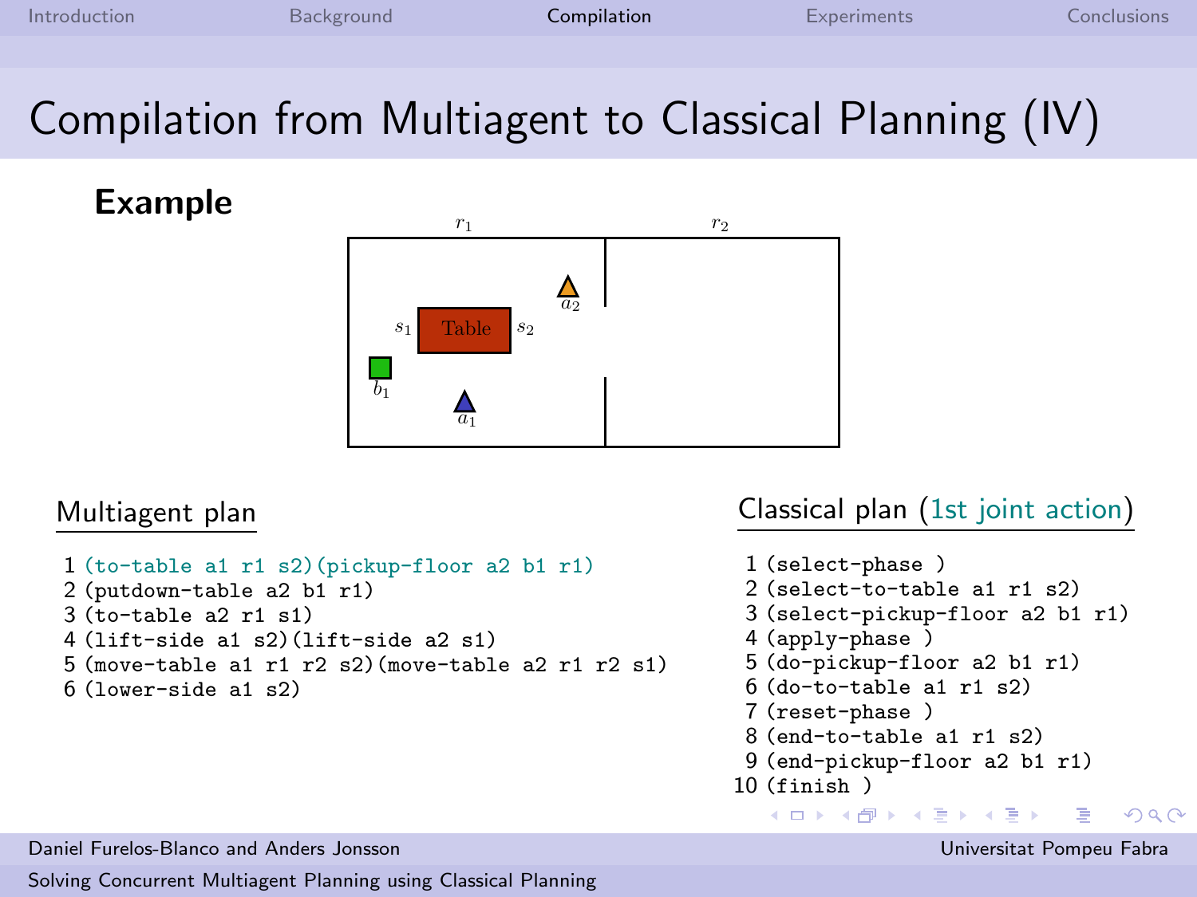# Compilation from Multiagent to Classical Planning (IV)

## Example

$r_1$ $r_2$

$s_1$ Table $s_2$ $a_2$ $b_1$ $a_1$

### Multiagent plan

```
1 (to-table a1 r1 s2)(pickup-floor a2 b1 r1)
2 (putdown-table a2 b1 r1)
3 (to-table a2 r1 s1)
4 (lift-side a1 s2)(lift-side a2 s1)
5 (move-table a1 r1 r2 s2)(move-table a2 r1 r2 s1)
6 (lower-side a1 s2)
```

### Classical plan (1st joint action)

```
1 (select-phase )
2 (select-to-table a1 r1 s2)
3 (select-pickup-floor a2 b1 r1)
4 (apply-phase )
5 (do-pickup-floor a2 b1 r1)
6 (do-to-table a1 r1 s2)
7 (reset-phase )
8 (end-to-table a1 r1 s2)
9 (end-pickup-floor a2 b1 r1)
10 (finish )
```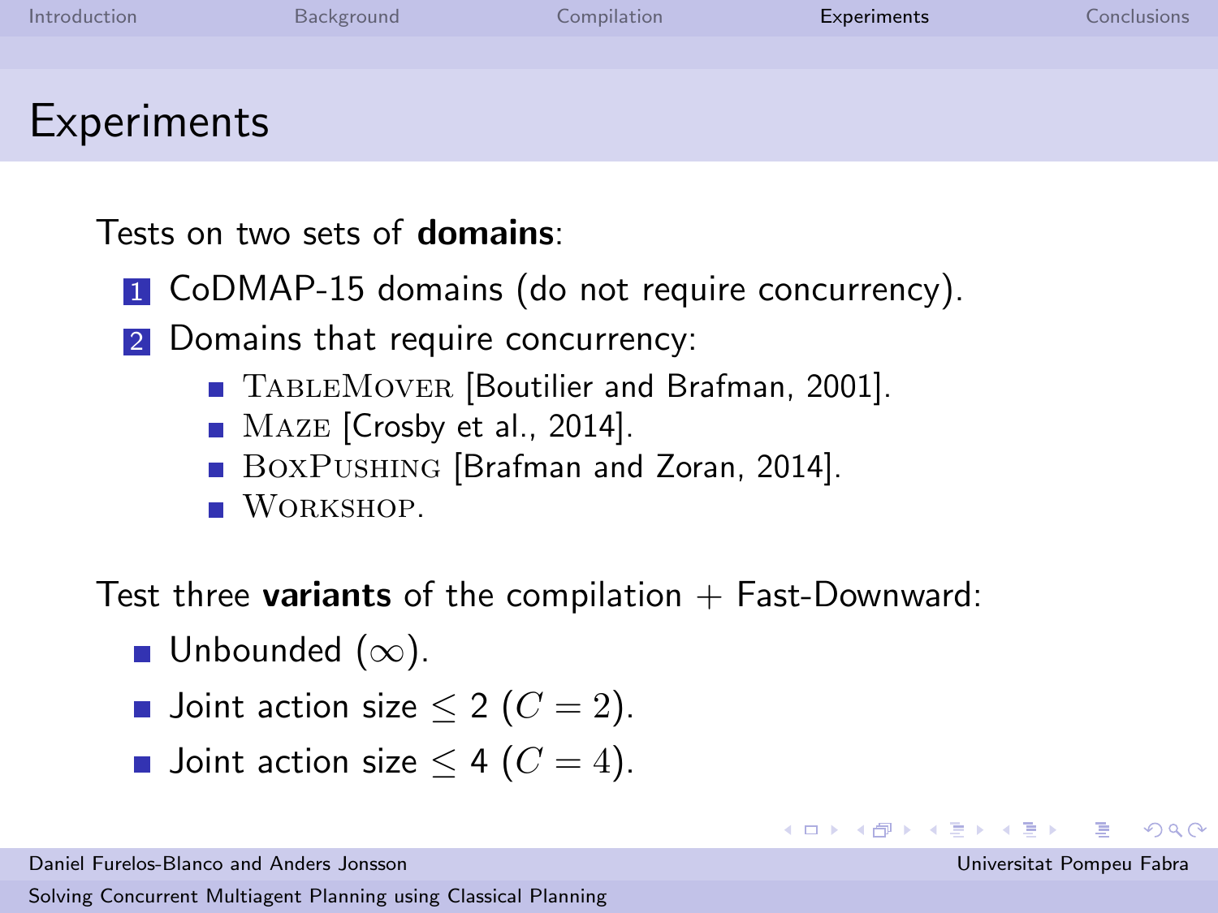# Experiments

Tests on two sets of **domains**:

1. CoDMAP-15 domains (do not require concurrency).
2. Domains that require concurrency:
   - TableMover [Boutilier and Brafman, 2001].
   - Maze [Crosby et al., 2014].
   - BoxPushing [Brafman and Zoran, 2014].
   - Workshop.

Test three **variants** of the compilation + Fast-Downward:

- Unbounded ($\infty$).
- Joint action size $\leq$ 2 ($C = 2$).
- Joint action size $\leq$ 4 ($C = 4$).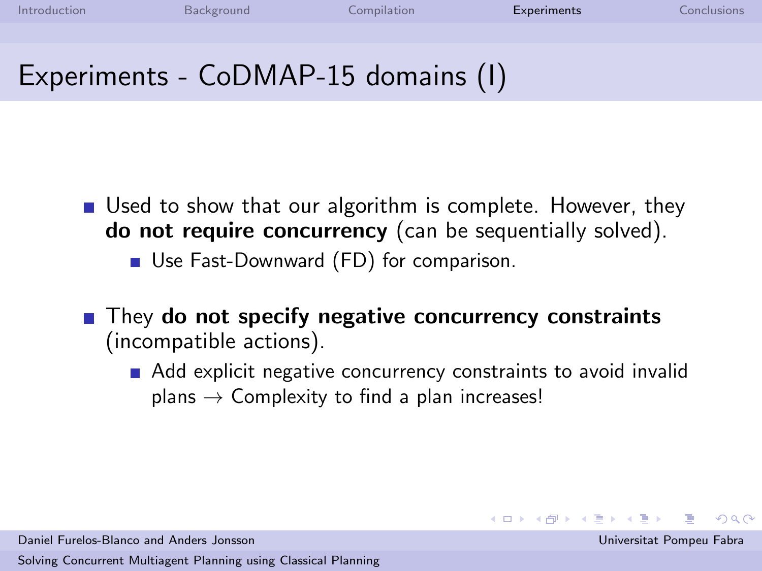# Experiments - CoDMAP-15 domains (I)

- Used to show that our algorithm is complete. However, they **do not require concurrency** (can be sequentially solved).
  - Use Fast-Downward (FD) for comparison.
- They **do not specify negative concurrency constraints** (incompatible actions).
  - Add explicit negative concurrency constraints to avoid invalid plans $\rightarrow$ Complexity to find a plan increases!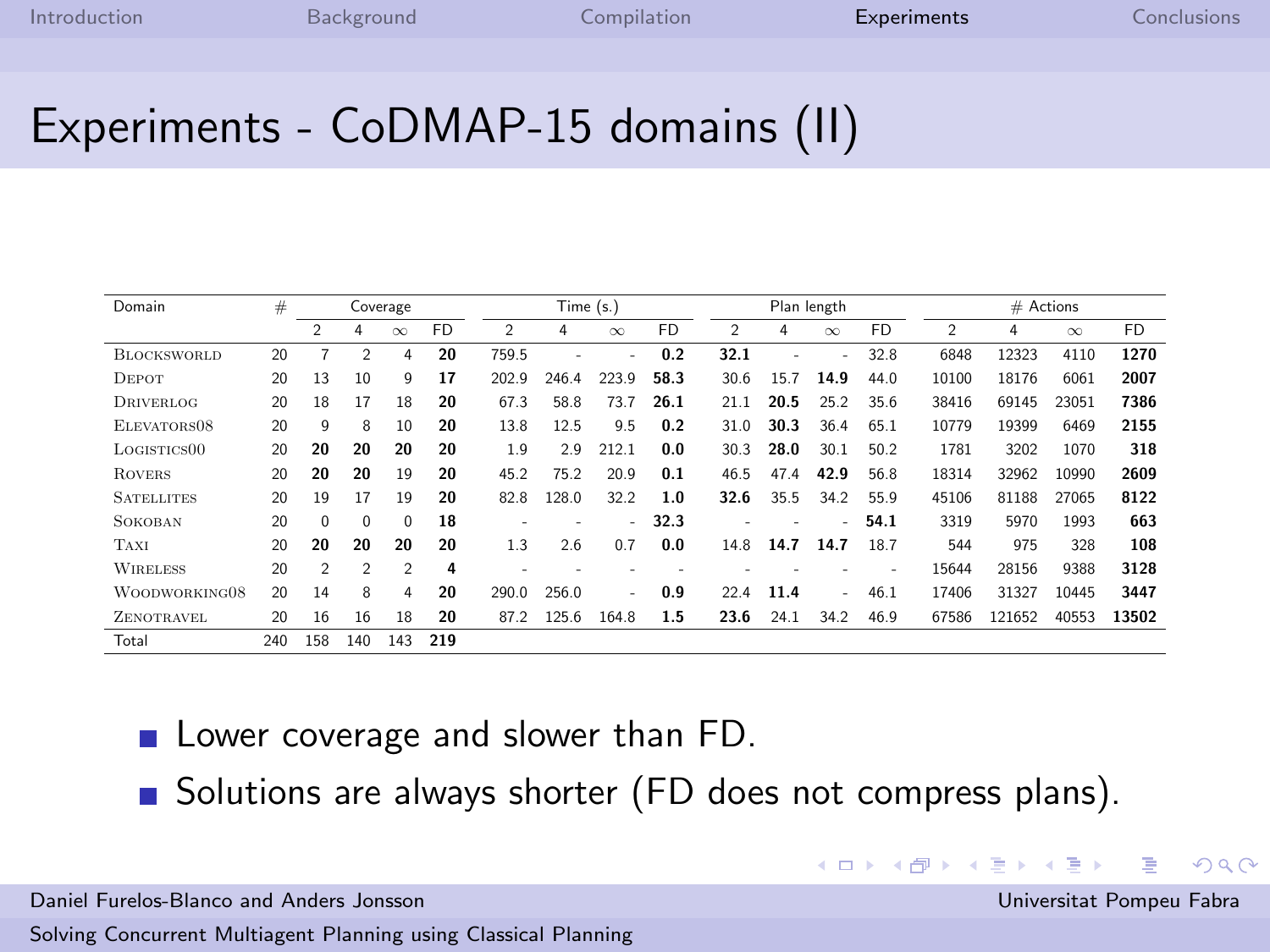# Experiments - CoDMAP-15 domains (II)

| Domain | # | Coverage | | | | Time (s.) | | | | Plan length | | | | # Actions | | | |
|---|---|---|---|---|---|---|---|---|---|---|---|---|---|---|---|---|---|
| | | 2 | 4 | $\infty$ | FD | 2 | 4 | $\infty$ | FD | 2 | 4 | $\infty$ | FD | 2 | 4 | $\infty$ | FD |
| Blocksworld | 20 | 7 | 2 | 4 | **20** | 759.5 | - | - | **0.2** | **32.1** | - | - | 32.8 | 6848 | 12323 | 4110 | **1270** |
| Depot | 20 | 13 | 10 | 9 | **17** | 202.9 | 246.4 | 223.9 | **58.3** | 30.6 | 15.7 | **14.9** | 44.0 | 10100 | 18176 | 6061 | **2007** |
| Driverlog | 20 | 18 | 17 | 18 | **20** | 67.3 | 58.8 | 73.7 | **26.1** | 21.1 | **20.5** | 25.2 | 35.6 | 38416 | 69145 | 23051 | **7386** |
| Elevators08 | 20 | 9 | 8 | 10 | **20** | 13.8 | 12.5 | 9.5 | **0.2** | 31.0 | **30.3** | 36.4 | 65.1 | 10779 | 19399 | 6469 | **2155** |
| Logistics00 | 20 | **20** | **20** | **20** | **20** | 1.9 | 2.9 | 212.1 | **0.0** | 30.3 | **28.0** | 30.1 | 50.2 | 1781 | 3202 | 1070 | **318** |
| Rovers | 20 | **20** | **20** | 19 | **20** | 45.2 | 75.2 | 20.9 | **0.1** | 46.5 | 47.4 | **42.9** | 56.8 | 18314 | 32962 | 10990 | **2609** |
| Satellites | 20 | 19 | 17 | 19 | **20** | 82.8 | 128.0 | 32.2 | **1.0** | **32.6** | 35.5 | 34.2 | 55.9 | 45106 | 81188 | 27065 | **8122** |
| Sokoban | 20 | 0 | 0 | 0 | **18** | - | - | - | **32.3** | - | - | - | **54.1** | 3319 | 5970 | 1993 | **663** |
| Taxi | 20 | **20** | **20** | **20** | **20** | 1.3 | 2.6 | 0.7 | **0.0** | 14.8 | **14.7** | **14.7** | 18.7 | 544 | 975 | 328 | **108** |
| Wireless | 20 | 2 | 2 | 2 | **4** | - | - | - | - | - | - | - | - | 15644 | 28156 | 9388 | **3128** |
| Woodworking08 | 20 | 14 | 8 | 4 | **20** | 290.0 | 256.0 | - | **0.9** | 22.4 | **11.4** | - | 46.1 | 17406 | 31327 | 10445 | **3447** |
| Zenotravel | 20 | 16 | 16 | 18 | **20** | 87.2 | 125.6 | 164.8 | **1.5** | **23.6** | 24.1 | 34.2 | 46.9 | 67586 | 121652 | 40553 | **13502** |
| Total | 240 | 158 | 140 | 143 | **219** | | | | | | | | | | | | |

- Lower coverage and slower than FD.
- Solutions are always shorter (FD does not compress plans).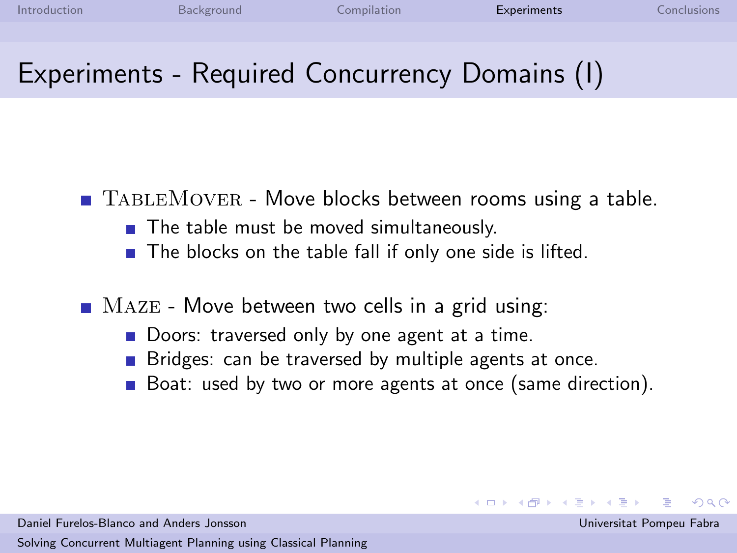# Experiments - Required Concurrency Domains (I)

- TableMover - Move blocks between rooms using a table.
  - The table must be moved simultaneously.
  - The blocks on the table fall if only one side is lifted.
- Maze - Move between two cells in a grid using:
  - Doors: traversed only by one agent at a time.
  - Bridges: can be traversed by multiple agents at once.
  - Boat: used by two or more agents at once (same direction).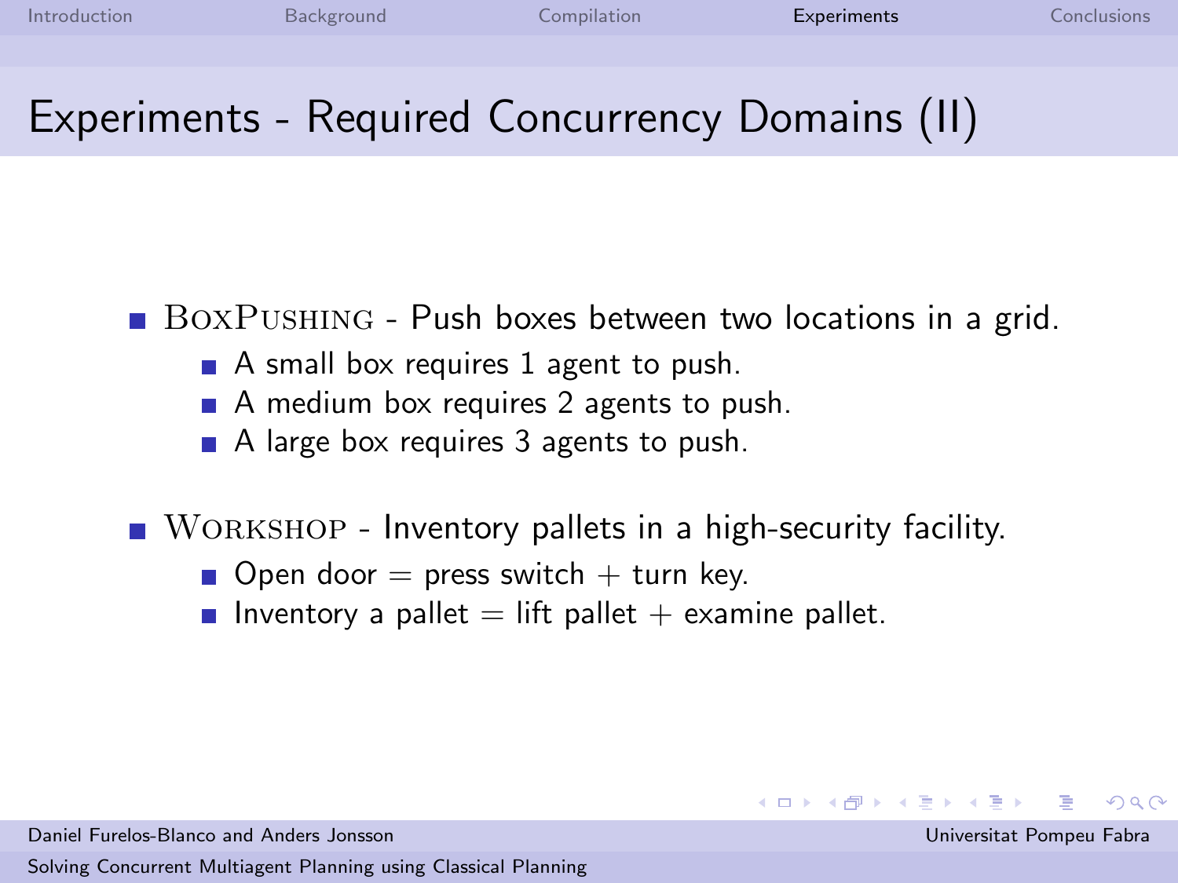# Experiments - Required Concurrency Domains (II)

- BoxPushing - Push boxes between two locations in a grid.
  - A small box requires 1 agent to push.
  - A medium box requires 2 agents to push.
  - A large box requires 3 agents to push.
- Workshop - Inventory pallets in a high-security facility.
  - Open door = press switch + turn key.
  - Inventory a pallet = lift pallet + examine pallet.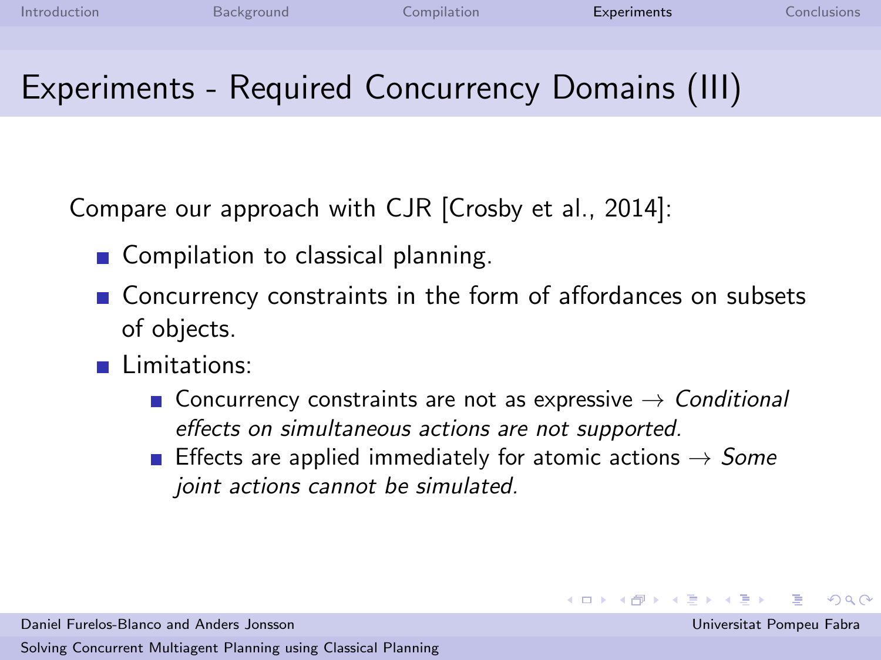# Experiments - Required Concurrency Domains (III)

Compare our approach with CJR [Crosby et al., 2014]:

- Compilation to classical planning.
- Concurrency constraints in the form of affordances on subsets of objects.
- Limitations:
  - Concurrency constraints are not as expressive → *Conditional effects on simultaneous actions are not supported.*
  - Effects are applied immediately for atomic actions → *Some joint actions cannot be simulated.*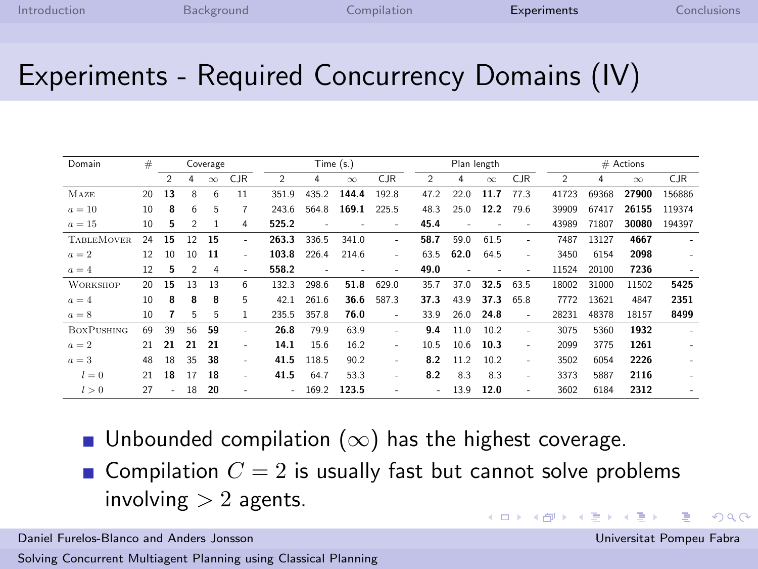# Experiments - Required Concurrency Domains (IV)

| Domain | # | Coverage | | | | Time (s.) | | | | Plan length | | | | # Actions | | | |
|---|---|---|---|---|---|---|---|---|---|---|---|---|---|---|---|---|---|
| | | 2 | 4 | $\infty$ | CJR | 2 | 4 | $\infty$ | CJR | 2 | 4 | $\infty$ | CJR | 2 | 4 | $\infty$ | CJR |
| Maze | 20 | **13** | 8 | 6 | 11 | 351.9 | 435.2 | **144.4** | 192.8 | 47.2 | 22.0 | **11.7** | 77.3 | 41723 | 69368 | **27900** | 156886 |
| $a = 10$ | 10 | **8** | 6 | 5 | 7 | 243.6 | 564.8 | **169.1** | 225.5 | 48.3 | 25.0 | **12.2** | 79.6 | 39909 | 67417 | **26155** | 119374 |
| $a = 15$ | 10 | **5** | 2 | 1 | 4 | **525.2** | - | - | - | **45.4** | - | - | - | 43989 | 71807 | **30080** | 194397 |
| TableMover | 24 | **15** | 12 | **15** | - | **263.3** | 336.5 | 341.0 | - | **58.7** | 59.0 | 61.5 | - | 7487 | 13127 | **4667** | - |
| $a = 2$ | 12 | 10 | 10 | **11** | - | **103.8** | 226.4 | 214.6 | - | 63.5 | **62.0** | 64.5 | - | 3450 | 6154 | **2098** | - |
| $a = 4$ | 12 | **5** | 2 | 4 | - | **558.2** | - | - | - | **49.0** | - | - | - | 11524 | 20100 | **7236** | - |
| Workshop | 20 | **15** | 13 | 13 | 6 | 132.3 | 298.6 | **51.8** | 629.0 | 35.7 | 37.0 | **32.5** | 63.5 | 18002 | 31000 | 11502 | **5425** |
| $a = 4$ | 10 | **8** | **8** | **8** | 5 | 42.1 | 261.6 | **36.6** | 587.3 | **37.3** | 43.9 | **37.3** | 65.8 | 7772 | 13621 | 4847 | **2351** |
| $a = 8$ | 10 | **7** | 5 | 5 | 1 | 235.5 | 357.8 | **76.0** | - | 33.9 | 26.0 | **24.8** | - | 28231 | 48378 | 18157 | **8499** |
| BoxPushing | 69 | 39 | 56 | **59** | - | **26.8** | 79.9 | 63.9 | - | **9.4** | 11.0 | 10.2 | - | 3075 | 5360 | **1932** | - |
| $a = 2$ | 21 | **21** | **21** | **21** | - | **14.1** | 15.6 | 16.2 | - | 10.5 | 10.6 | **10.3** | - | 2099 | 3775 | **1261** | - |
| $a = 3$ | 48 | 18 | 35 | **38** | - | **41.5** | 118.5 | 90.2 | - | **8.2** | 11.2 | 10.2 | - | 3502 | 6054 | **2226** | - |
| $l = 0$ | 21 | **18** | 17 | **18** | - | **41.5** | 64.7 | 53.3 | - | **8.2** | 8.3 | 8.3 | - | 3373 | 5887 | **2116** | - |
| $l > 0$ | 27 | - | 18 | **20** | - | - | 169.2 | **123.5** | - | - | 13.9 | **12.0** | - | 3602 | 6184 | **2312** | - |

- Unbounded compilation ($\infty$) has the highest coverage.
- Compilation $C = 2$ is usually fast but cannot solve problems involving $> 2$ agents.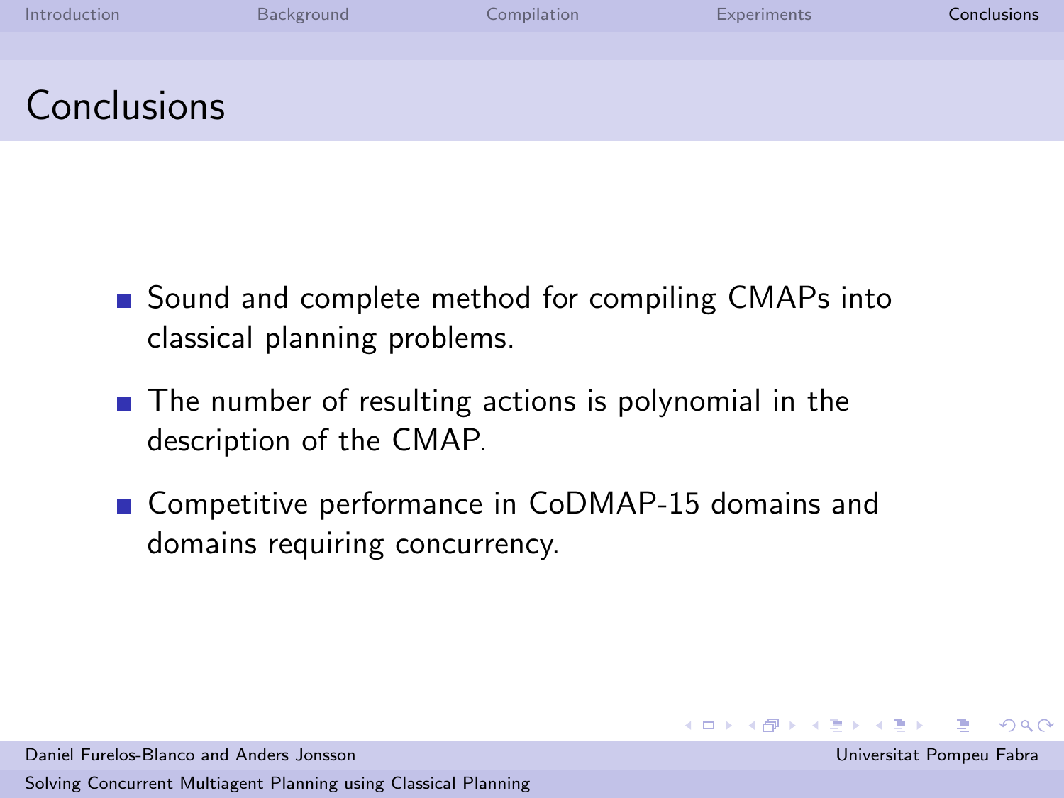# Conclusions

- Sound and complete method for compiling CMAPs into classical planning problems.
- The number of resulting actions is polynomial in the description of the CMAP.
- Competitive performance in CoDMAP-15 domains and domains requiring concurrency.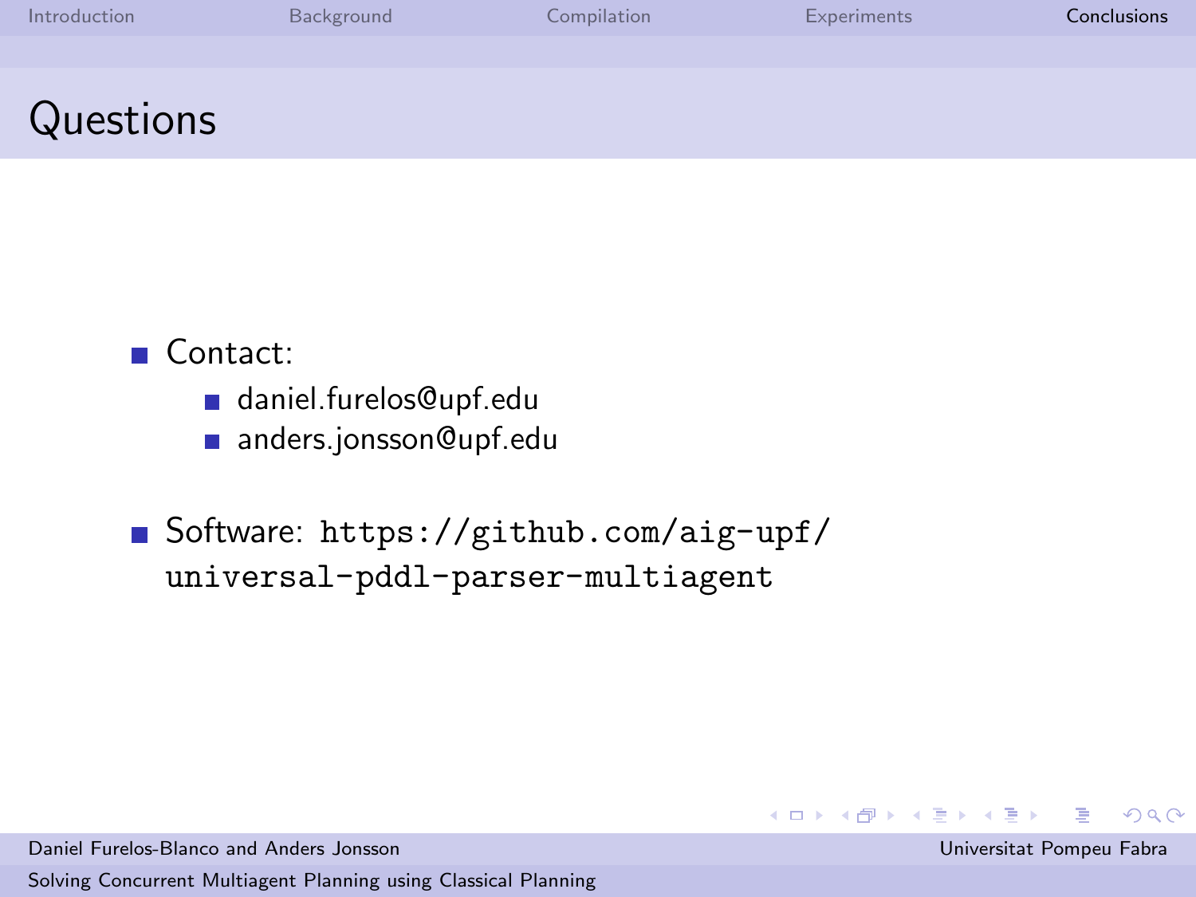# Questions

- Contact:
  - daniel.furelos@upf.edu
  - anders.jonsson@upf.edu
- Software: `https://github.com/aig-upf/universal-pddl-parser-multiagent`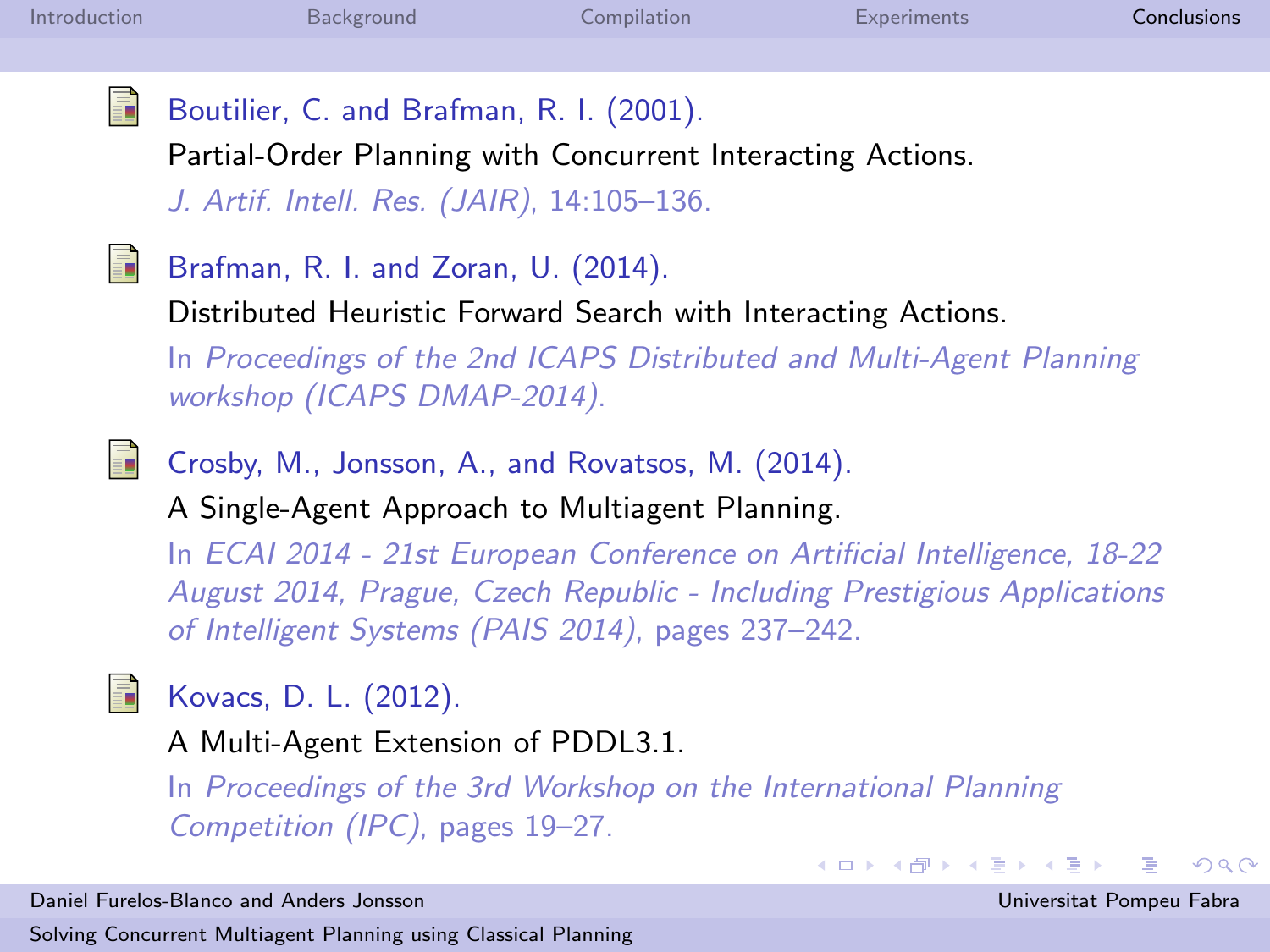Boutilier, C. and Brafman, R. I. (2001).
Partial-Order Planning with Concurrent Interacting Actions.
*J. Artif. Intell. Res. (JAIR)*, 14:105–136.

Brafman, R. I. and Zoran, U. (2014).
Distributed Heuristic Forward Search with Interacting Actions.
In *Proceedings of the 2nd ICAPS Distributed and Multi-Agent Planning workshop (ICAPS DMAP-2014).*

Crosby, M., Jonsson, A., and Rovatsos, M. (2014).
A Single-Agent Approach to Multiagent Planning.
In *ECAI 2014 - 21st European Conference on Artificial Intelligence, 18-22 August 2014, Prague, Czech Republic - Including Prestigious Applications of Intelligent Systems (PAIS 2014)*, pages 237–242.

Kovacs, D. L. (2012).
A Multi-Agent Extension of PDDL3.1.
In *Proceedings of the 3rd Workshop on the International Planning Competition (IPC)*, pages 19–27.